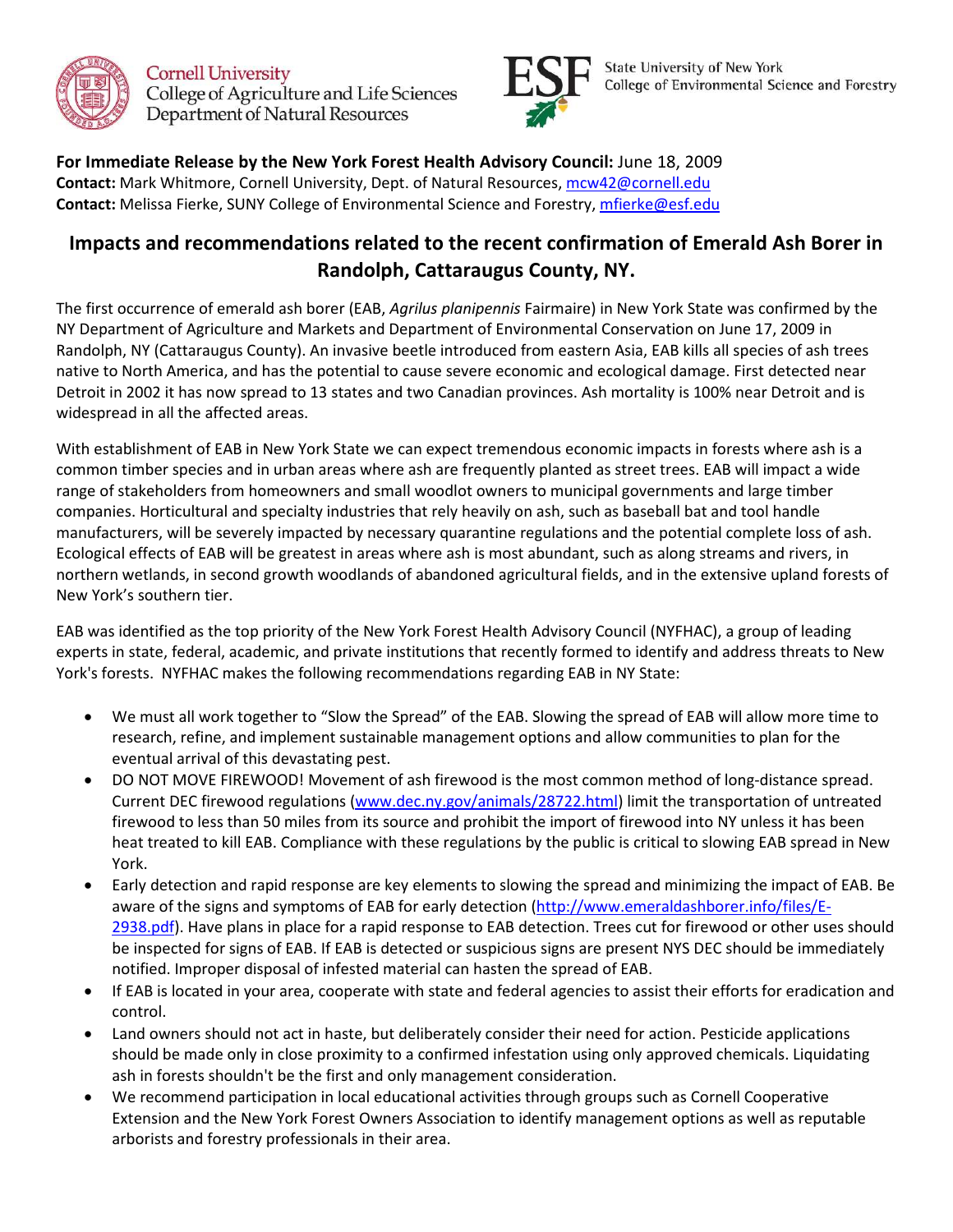Cornell University
College of Agriculture and Life Sciences
Department of Natural Resources

State University of New York
College of Environmental Science and Forestry

**For Immediate Release by the New York Forest Health Advisory Council:** June 18, 2009
**Contact:** Mark Whitmore, Cornell University, Dept. of Natural Resources, mcw42@cornell.edu
**Contact:** Melissa Fierke, SUNY College of Environmental Science and Forestry, mfierke@esf.edu

## Impacts and recommendations related to the recent confirmation of Emerald Ash Borer in Randolph, Cattaraugus County, NY.

The first occurrence of emerald ash borer (EAB, *Agrilus planipennis* Fairmaire) in New York State was confirmed by the NY Department of Agriculture and Markets and Department of Environmental Conservation on June 17, 2009 in Randolph, NY (Cattaraugus County). An invasive beetle introduced from eastern Asia, EAB kills all species of ash trees native to North America, and has the potential to cause severe economic and ecological damage. First detected near Detroit in 2002 it has now spread to 13 states and two Canadian provinces. Ash mortality is 100% near Detroit and is widespread in all the affected areas.

With establishment of EAB in New York State we can expect tremendous economic impacts in forests where ash is a common timber species and in urban areas where ash are frequently planted as street trees. EAB will impact a wide range of stakeholders from homeowners and small woodlot owners to municipal governments and large timber companies. Horticultural and specialty industries that rely heavily on ash, such as baseball bat and tool handle manufacturers, will be severely impacted by necessary quarantine regulations and the potential complete loss of ash. Ecological effects of EAB will be greatest in areas where ash is most abundant, such as along streams and rivers, in northern wetlands, in second growth woodlands of abandoned agricultural fields, and in the extensive upland forests of New York's southern tier.

EAB was identified as the top priority of the New York Forest Health Advisory Council (NYFHAC), a group of leading experts in state, federal, academic, and private institutions that recently formed to identify and address threats to New York's forests. NYFHAC makes the following recommendations regarding EAB in NY State:

- We must all work together to "Slow the Spread" of the EAB. Slowing the spread of EAB will allow more time to research, refine, and implement sustainable management options and allow communities to plan for the eventual arrival of this devastating pest.
- DO NOT MOVE FIREWOOD! Movement of ash firewood is the most common method of long-distance spread. Current DEC firewood regulations (www.dec.ny.gov/animals/28722.html) limit the transportation of untreated firewood to less than 50 miles from its source and prohibit the import of firewood into NY unless it has been heat treated to kill EAB. Compliance with these regulations by the public is critical to slowing EAB spread in New York.
- Early detection and rapid response are key elements to slowing the spread and minimizing the impact of EAB. Be aware of the signs and symptoms of EAB for early detection (http://www.emeraldashborer.info/files/E-2938.pdf). Have plans in place for a rapid response to EAB detection. Trees cut for firewood or other uses should be inspected for signs of EAB. If EAB is detected or suspicious signs are present NYS DEC should be immediately notified. Improper disposal of infested material can hasten the spread of EAB.
- If EAB is located in your area, cooperate with state and federal agencies to assist their efforts for eradication and control.
- Land owners should not act in haste, but deliberately consider their need for action. Pesticide applications should be made only in close proximity to a confirmed infestation using only approved chemicals. Liquidating ash in forests shouldn't be the first and only management consideration.
- We recommend participation in local educational activities through groups such as Cornell Cooperative Extension and the New York Forest Owners Association to identify management options as well as reputable arborists and forestry professionals in their area.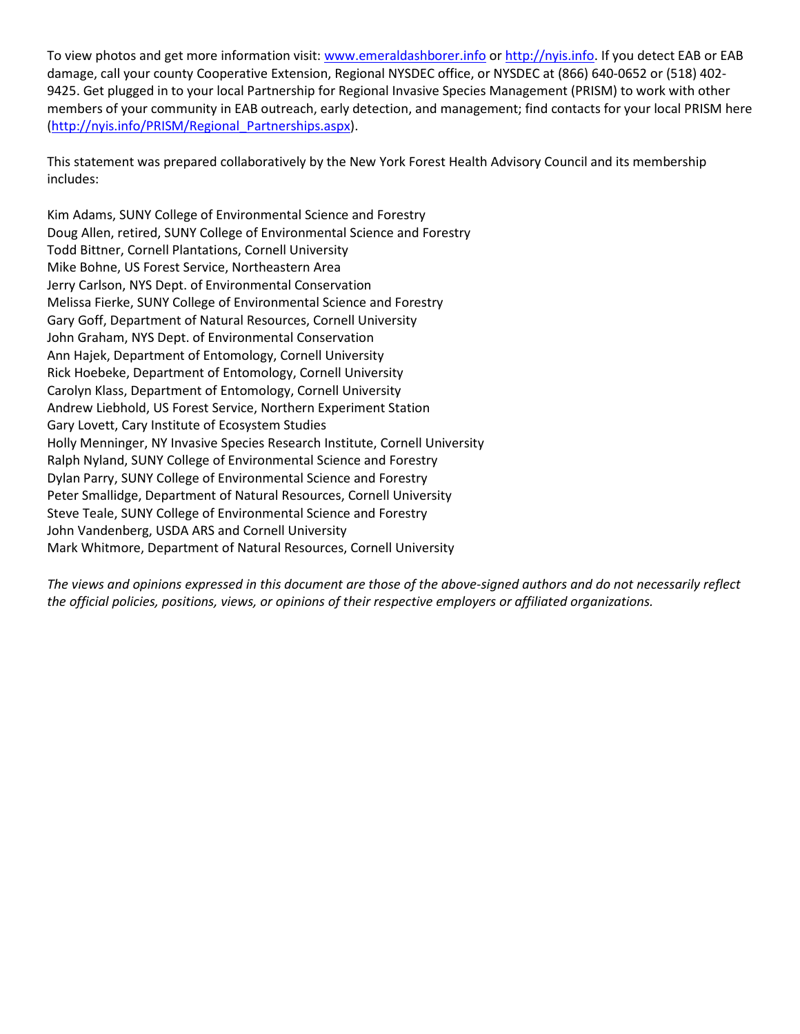To view photos and get more information visit: [www.emeraldashborer.info](http://www.emeraldashborer.info) or [http://nyis.info](http://nyis.info). If you detect EAB or EAB damage, call your county Cooperative Extension, Regional NYSDEC office, or NYSDEC at (866) 640-0652 or (518) 402-9425. Get plugged in to your local Partnership for Regional Invasive Species Management (PRISM) to work with other members of your community in EAB outreach, early detection, and management; find contacts for your local PRISM here ([http://nyis.info/PRISM/Regional_Partnerships.aspx](http://nyis.info/PRISM/Regional_Partnerships.aspx)).

This statement was prepared collaboratively by the New York Forest Health Advisory Council and its membership includes:

Kim Adams, SUNY College of Environmental Science and Forestry
Doug Allen, retired, SUNY College of Environmental Science and Forestry
Todd Bittner, Cornell Plantations, Cornell University
Mike Bohne, US Forest Service, Northeastern Area
Jerry Carlson, NYS Dept. of Environmental Conservation
Melissa Fierke, SUNY College of Environmental Science and Forestry
Gary Goff, Department of Natural Resources, Cornell University
John Graham, NYS Dept. of Environmental Conservation
Ann Hajek, Department of Entomology, Cornell University
Rick Hoebeke, Department of Entomology, Cornell University
Carolyn Klass, Department of Entomology, Cornell University
Andrew Liebhold, US Forest Service, Northern Experiment Station
Gary Lovett, Cary Institute of Ecosystem Studies
Holly Menninger, NY Invasive Species Research Institute, Cornell University
Ralph Nyland, SUNY College of Environmental Science and Forestry
Dylan Parry, SUNY College of Environmental Science and Forestry
Peter Smallidge, Department of Natural Resources, Cornell University
Steve Teale, SUNY College of Environmental Science and Forestry
John Vandenberg, USDA ARS and Cornell University
Mark Whitmore, Department of Natural Resources, Cornell University

*The views and opinions expressed in this document are those of the above-signed authors and do not necessarily reflect the official policies, positions, views, or opinions of their respective employers or affiliated organizations.*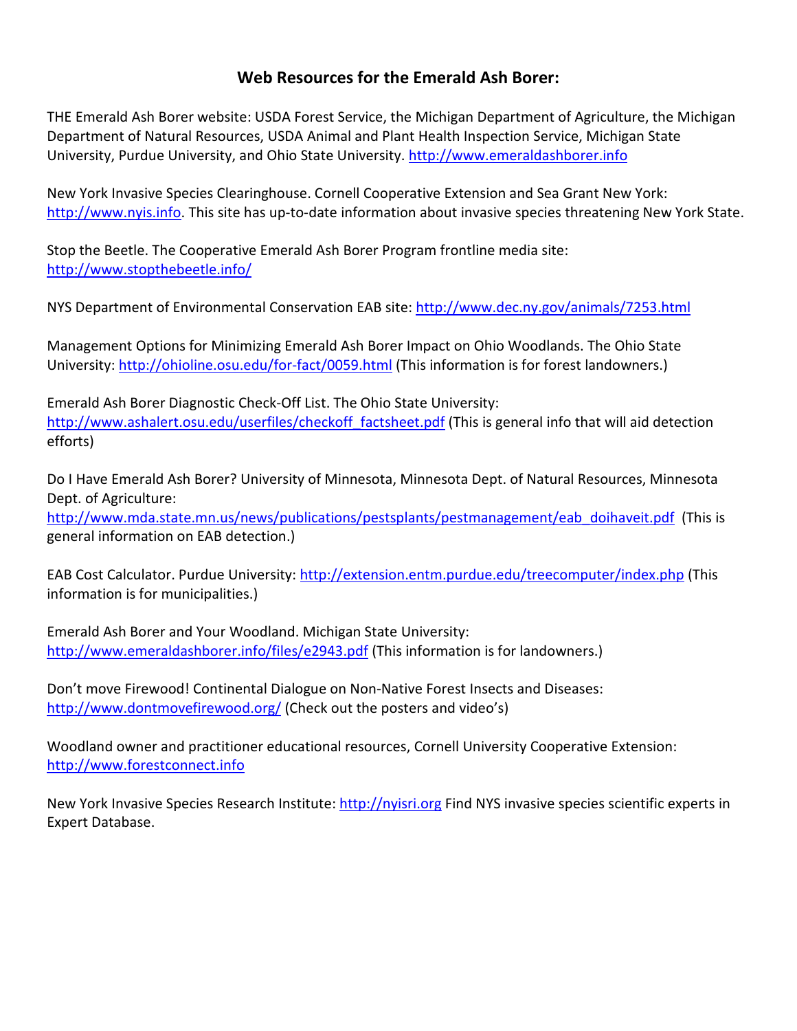# Web Resources for the Emerald Ash Borer:

THE Emerald Ash Borer website: USDA Forest Service, the Michigan Department of Agriculture, the Michigan Department of Natural Resources, USDA Animal and Plant Health Inspection Service, Michigan State University, Purdue University, and Ohio State University. http://www.emeraldashborer.info

New York Invasive Species Clearinghouse. Cornell Cooperative Extension and Sea Grant New York: http://www.nyis.info. This site has up-to-date information about invasive species threatening New York State.

Stop the Beetle. The Cooperative Emerald Ash Borer Program frontline media site: http://www.stopthebeetle.info/

NYS Department of Environmental Conservation EAB site: http://www.dec.ny.gov/animals/7253.html

Management Options for Minimizing Emerald Ash Borer Impact on Ohio Woodlands. The Ohio State University: http://ohioline.osu.edu/for-fact/0059.html (This information is for forest landowners.)

Emerald Ash Borer Diagnostic Check-Off List. The Ohio State University: http://www.ashalert.osu.edu/userfiles/checkoff_factsheet.pdf (This is general info that will aid detection efforts)

Do I Have Emerald Ash Borer? University of Minnesota, Minnesota Dept. of Natural Resources, Minnesota Dept. of Agriculture: http://www.mda.state.mn.us/news/publications/pestsplants/pestmanagement/eab_doihaveit.pdf (This is general information on EAB detection.)

EAB Cost Calculator. Purdue University: http://extension.entm.purdue.edu/treecomputer/index.php (This information is for municipalities.)

Emerald Ash Borer and Your Woodland. Michigan State University: http://www.emeraldashborer.info/files/e2943.pdf (This information is for landowners.)

Don't move Firewood! Continental Dialogue on Non-Native Forest Insects and Diseases: http://www.dontmovefirewood.org/ (Check out the posters and video's)

Woodland owner and practitioner educational resources, Cornell University Cooperative Extension: http://www.forestconnect.info

New York Invasive Species Research Institute: http://nyisri.org Find NYS invasive species scientific experts in Expert Database.